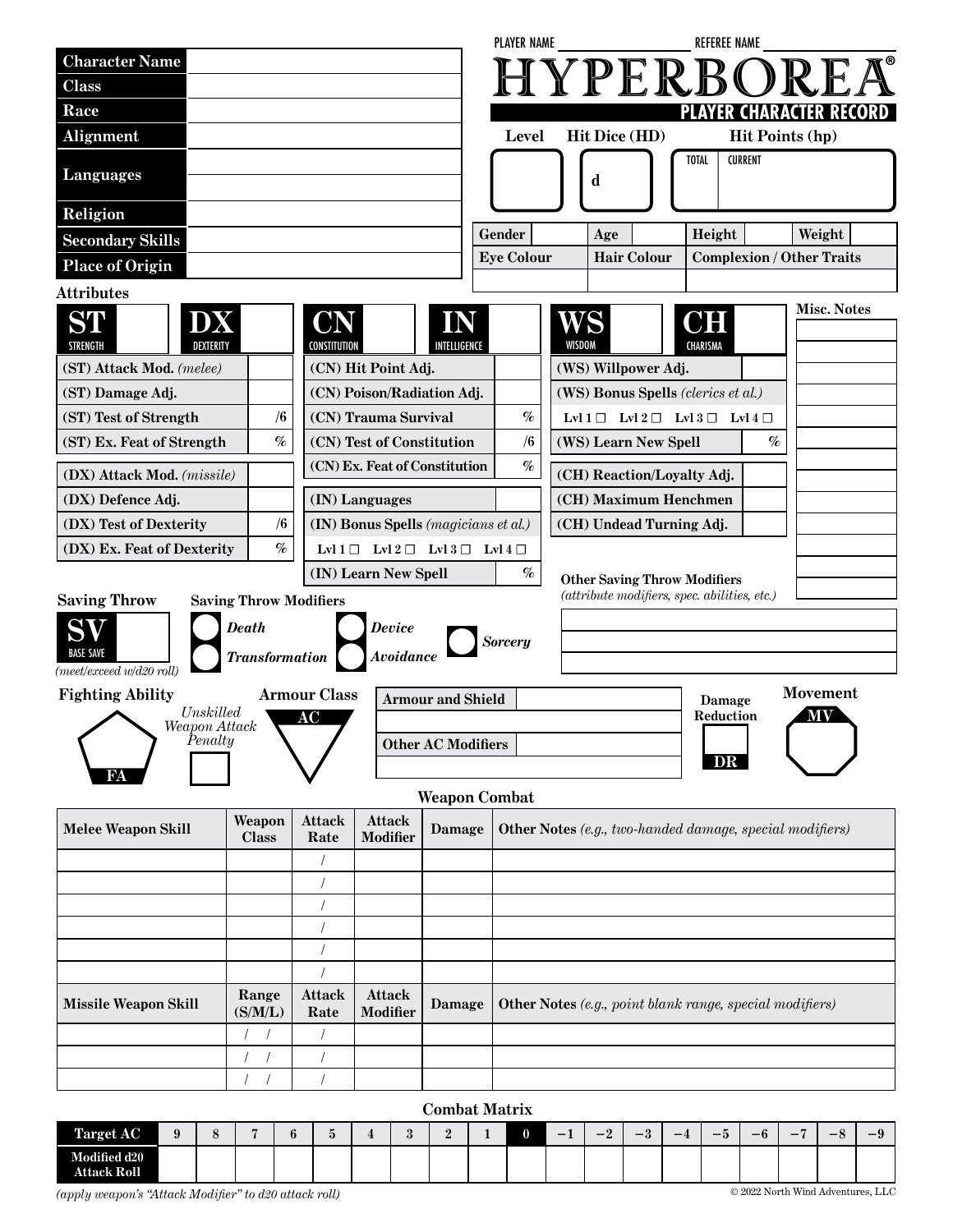PLAYER NAME ____________ REFEREE NAME ____________

# HYPERBOREA®

## PLAYER CHARACTER RECORD

| | |
|---|---|
| **Character Name** | |
| **Class** | |
| **Race** | |
| **Alignment** | |
| **Languages** | |
| **Religion** | |
| **Secondary Skills** | |
| **Place of Origin** | |

| Level | Hit Dice (HD) | Hit Points (hp) |
|---|---|---|
| | d | TOTAL / CURRENT |

| Gender | | Age | | Height | | Weight | |
|---|---|---|---|---|---|---|---|

| Eye Colour | Hair Colour | Complexion / Other Traits |
|---|---|---|
| | | |

### Attributes

| ST STRENGTH | | DX DEXTERITY | |
|---|---|---|---|
| (ST) Attack Mod. *(melee)* | | | |
| (ST) Damage Adj. | | | |
| (ST) Test of Strength | /6 | | |
| (ST) Ex. Feat of Strength | % | | |
| (DX) Attack Mod. *(missile)* | | | |
| (DX) Defence Adj. | | | |
| (DX) Test of Dexterity | /6 | | |
| (DX) Ex. Feat of Dexterity | % | | |

| CN CONSTITUTION | | IN INTELLIGENCE | |
|---|---|---|---|
| (CN) Hit Point Adj. | | | |
| (CN) Poison/Radiation Adj. | | | |
| (CN) Trauma Survival | % | | |
| (CN) Test of Constitution | /6 | | |
| (CN) Ex. Feat of Constitution | % | | |
| (IN) Languages | | | |
| (IN) Bonus Spells *(magicians et al.)* | | | |
| Lvl 1 ☐ Lvl 2 ☐ Lvl 3 ☐ Lvl 4 ☐ | | | |
| (IN) Learn New Spell | % | | |

| WS WISDOM | | CH CHARISMA | |
|---|---|---|---|
| (WS) Willpower Adj. | | | |
| (WS) Bonus Spells *(clerics et al.)* | | | |
| Lvl 1 ☐ Lvl 2 ☐ Lvl 3 ☐ Lvl 4 ☐ | | | |
| (WS) Learn New Spell | % | | |
| (CH) Reaction/Loyalty Adj. | | | |
| (CH) Maximum Henchmen | | | |
| (CH) Undead Turning Adj. | | | |

**Misc. Notes**

### Saving Throw

SV BASE SAVE *(meet/exceed w/d20 roll)*

**Saving Throw Modifiers**

- *Death*
- *Transformation*
- *Device*
- *Avoidance*
- *Sorcery*

**Other Saving Throw Modifiers** *(attribute modifiers, spec. abilities, etc.)*

### Fighting Ability

FA

*Unskilled Weapon Attack Penalty*

### Armour Class

AC

| Armour and Shield | |
|---|---|
| | |
| **Other AC Modifiers** | |
| | |

**Damage Reduction** DR

**Movement** MV

### Weapon Combat

| Melee Weapon Skill | Weapon Class | Attack Rate | Attack Modifier | Damage | Other Notes *(e.g., two-handed damage, special modifiers)* |
|---|---|---|---|---|---|
| | | / | | | |
| | | / | | | |
| | | / | | | |
| | | / | | | |
| | | / | | | |
| | | / | | | |

| Missile Weapon Skill | Range (S/M/L) | Attack Rate | Attack Modifier | Damage | Other Notes *(e.g., point blank range, special modifiers)* |
|---|---|---|---|---|---|
| | / / | / | | | |
| | / / | / | | | |
| | / / | / | | | |

### Combat Matrix

| Target AC | 9 | 8 | 7 | 6 | 5 | 4 | 3 | 2 | 1 | 0 | −1 | −2 | −3 | −4 | −5 | −6 | −7 | −8 | −9 |
|---|---|---|---|---|---|---|---|---|---|---|---|---|---|---|---|---|---|---|---|
| Modified d20 Attack Roll | | | | | | | | | | | | | | | | | | | |

*(apply weapon's "Attack Modifier" to d20 attack roll)*

© 2022 North Wind Adventures, LLC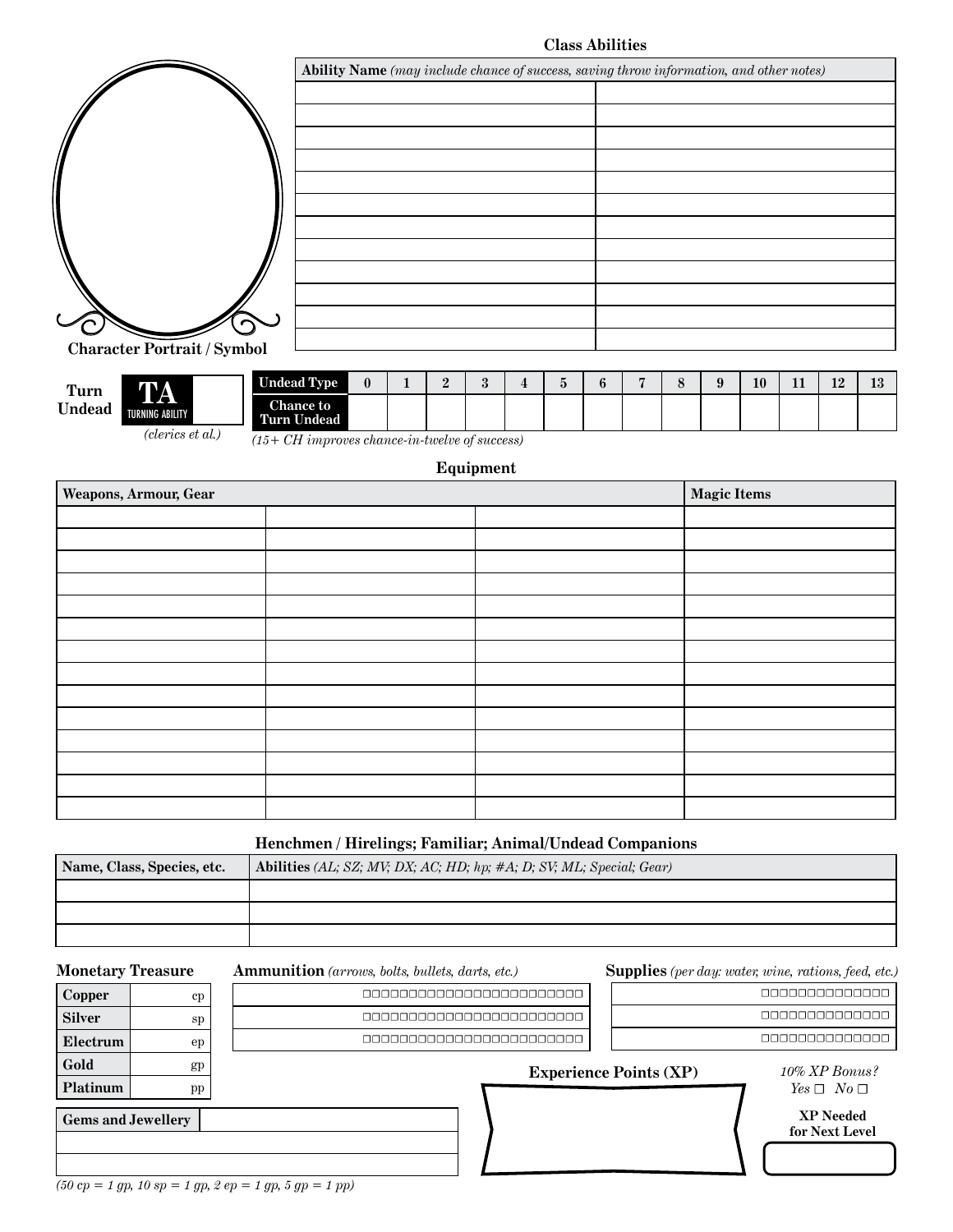## Class Abilities

| **Ability Name** *(may include chance of success, saving throw information, and other notes)* | |
|---|---|
| | |
| | |
| | |
| | |
| | |
| | |
| | |
| | |
| | |
| | |
| | |
| | |

**Character Portrait / Symbol**

**Turn Undead** — **TA** TURNING ABILITY *(clerics et al.)*

| **Undead Type** | 0 | 1 | 2 | 3 | 4 | 5 | 6 | 7 | 8 | 9 | 10 | 11 | 12 | 13 |
|---|---|---|---|---|---|---|---|---|---|---|---|---|---|---|
| **Chance to Turn Undead** | | | | | | | | | | | | | | |

*(15+ CH improves chance-in-twelve of success)*

## Equipment

| **Weapons, Armour, Gear** | | | **Magic Items** |
|---|---|---|---|
| | | | |
| | | | |
| | | | |
| | | | |
| | | | |
| | | | |
| | | | |
| | | | |
| | | | |
| | | | |
| | | | |
| | | | |
| | | | |
| | | | |

## Henchmen / Hirelings; Familiar; Animal/Undead Companions

| **Name, Class, Species, etc.** | **Abilities** *(AL; SZ; MV; DX; AC; HD; hp; #A; D; SV; ML; Special; Gear)* |
|---|---|
| | |
| | |
| | |

### Monetary Treasure

| | |
|---|---|
| **Copper** | cp |
| **Silver** | sp |
| **Electrum** | ep |
| **Gold** | gp |
| **Platinum** | pp |

| **Gems and Jewellery** | |
|---|---|
| | |
| | |

*(50 cp = 1 gp, 10 sp = 1 gp, 2 ep = 1 gp, 5 gp = 1 pp)*

### Ammunition *(arrows, bolts, bullets, darts, etc.)*

| | |
|---|---|
| | ☐☐☐☐☐☐☐☐☐☐☐☐☐☐☐☐☐☐☐☐☐☐☐☐☐ |
| | ☐☐☐☐☐☐☐☐☐☐☐☐☐☐☐☐☐☐☐☐☐☐☐☐☐ |
| | ☐☐☐☐☐☐☐☐☐☐☐☐☐☐☐☐☐☐☐☐☐☐☐☐☐ |

### Supplies *(per day: water, wine, rations, feed, etc.)*

| | |
|---|---|
| | ☐☐☐☐☐☐☐☐☐☐☐☐☐☐ |
| | ☐☐☐☐☐☐☐☐☐☐☐☐☐☐ |
| | ☐☐☐☐☐☐☐☐☐☐☐☐☐☐ |

### Experience Points (XP)

*10% XP Bonus?* *Yes* ☐ *No* ☐

**XP Needed for Next Level**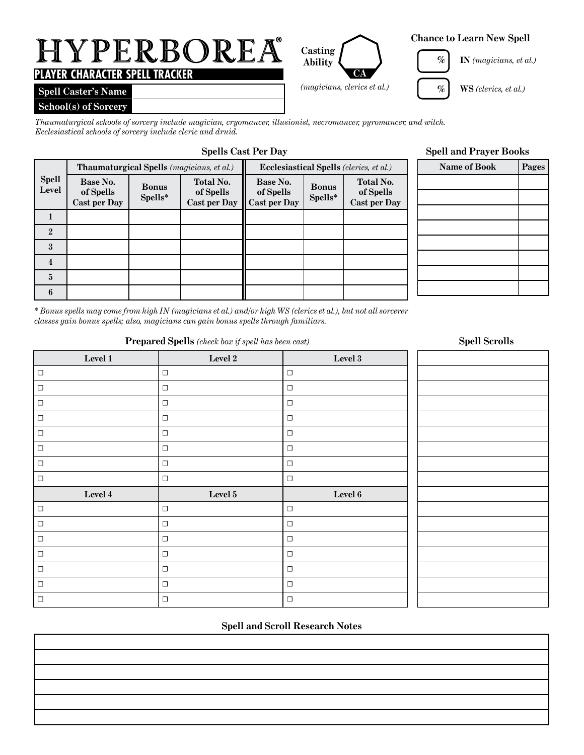# HYPERBOREA®

## PLAYER CHARACTER SPELL TRACKER

| Spell Caster's Name | |
|---|---|
| School(s) of Sorcery | |

**Casting Ability** CA

*(magicians, clerics et al.)*

**Chance to Learn New Spell**

% **IN** *(magicians, et al.)*

% **WS** *(clerics, et al.)*

*Thaumaturgical schools of sorcery include magician, cryomancer, illusionist, necromancer, pyromancer, and witch. Ecclesiastical schools of sorcery include cleric and druid.*

### Spells Cast Per Day

| Spell Level | Thaumaturgical Spells *(magicians, et al.)* | | | Ecclesiastical Spells *(clerics, et al.)* | | |
|---|---|---|---|---|---|---|
| | Base No. of Spells Cast per Day | Bonus Spells* | Total No. of Spells Cast per Day | Base No. of Spells Cast per Day | Bonus Spells* | Total No. of Spells Cast per Day |
| 1 | | | | | | |
| 2 | | | | | | |
| 3 | | | | | | |
| 4 | | | | | | |
| 5 | | | | | | |
| 6 | | | | | | |

*\* Bonus spells may come from high IN (magicians et al.) and/or high WS (clerics et al.), but not all sorcerer classes gain bonus spells; also, magicians can gain bonus spells through familiars.*

### Spell and Prayer Books

| Name of Book | Pages |
|---|---|
| | |
| | |
| | |
| | |
| | |
| | |
| | |
| | |

### Prepared Spells *(check box if spell has been cast)*

| Level 1 | Level 2 | Level 3 |
|---|---|---|
| ☐ | ☐ | ☐ |
| ☐ | ☐ | ☐ |
| ☐ | ☐ | ☐ |
| ☐ | ☐ | ☐ |
| ☐ | ☐ | ☐ |
| ☐ | ☐ | ☐ |
| ☐ | ☐ | ☐ |
| ☐ | ☐ | ☐ |
| **Level 4** | **Level 5** | **Level 6** |
| ☐ | ☐ | ☐ |
| ☐ | ☐ | ☐ |
| ☐ | ☐ | ☐ |
| ☐ | ☐ | ☐ |
| ☐ | ☐ | ☐ |
| ☐ | ☐ | ☐ |
| ☐ | ☐ | ☐ |

### Spell Scrolls

| |
|---|
| |
| |
| |
| |
| |
| |
| |
| |
| |
| |
| |
| |
| |
| |
| |
| |

### Spell and Scroll Research Notes

| |
|---|
| |
| |
| |
| |
| |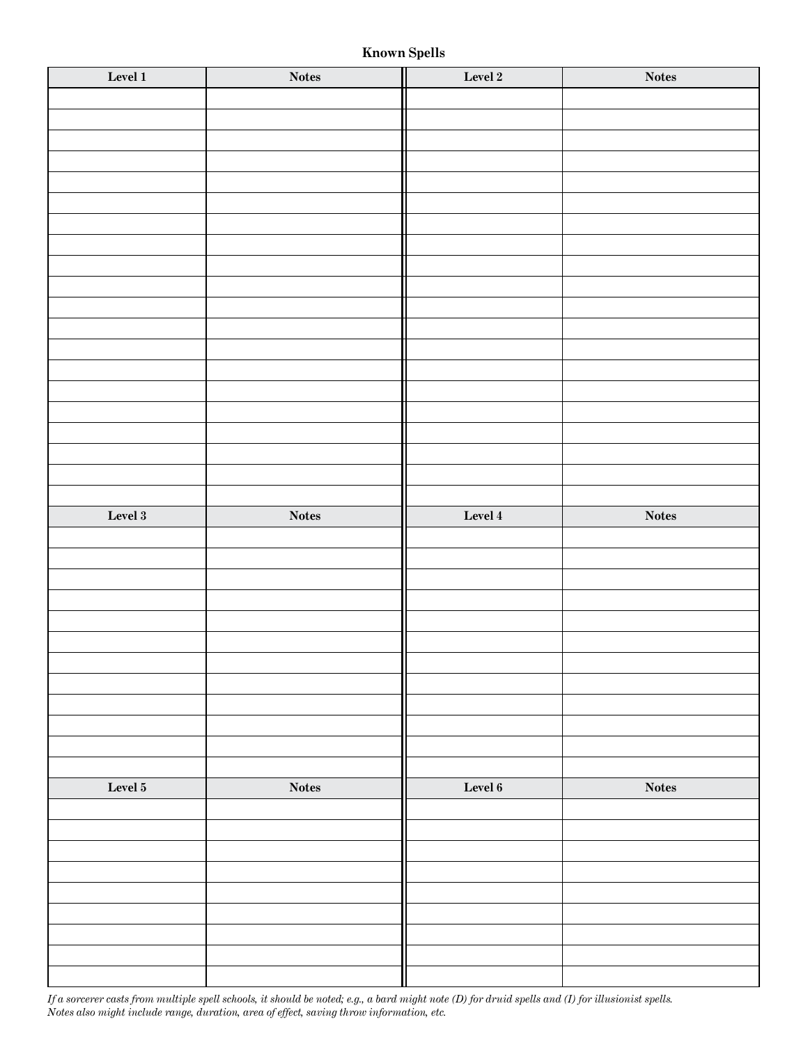## Known Spells

| Level 1 | Notes | Level 2 | Notes |
|---|---|---|---|
| | | | |
| | | | |
| | | | |
| | | | |
| | | | |
| | | | |
| | | | |
| | | | |
| | | | |
| | | | |
| | | | |
| | | | |
| | | | |
| | | | |
| | | | |
| | | | |
| | | | |
| | | | |
| | | | |
| | | | |
| **Level 3** | **Notes** | **Level 4** | **Notes** |
| | | | |
| | | | |
| | | | |
| | | | |
| | | | |
| | | | |
| | | | |
| | | | |
| | | | |
| | | | |
| | | | |
| | | | |
| **Level 5** | **Notes** | **Level 6** | **Notes** |
| | | | |
| | | | |
| | | | |
| | | | |
| | | | |
| | | | |
| | | | |
| | | | |
| | | | |

*If a sorcerer casts from multiple spell schools, it should be noted; e.g., a bard might note (D) for druid spells and (I) for illusionist spells. Notes also might include range, duration, area of effect, saving throw information, etc.*